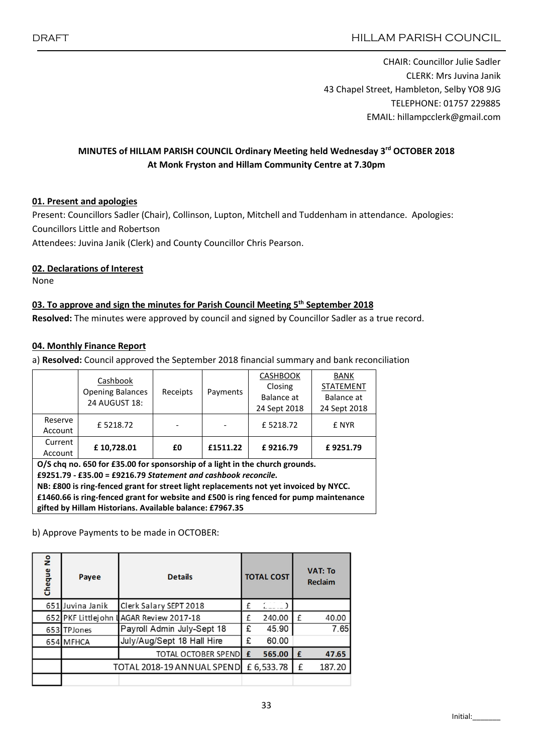DRAFT HILLAM PARISH COUNCIL

CHAIR: Councillor Julie Sadler
CLERK: Mrs Juvina Janik
43 Chapel Street, Hambleton, Selby YO8 9JG
TELEPHONE: 01757 229885
EMAIL: hillampcclerk@gmail.com

**MINUTES of HILLAM PARISH COUNCIL Ordinary Meeting held Wednesday 3rd OCTOBER 2018**
**At Monk Fryston and Hillam Community Centre at 7.30pm**

## 01. Present and apologies

Present: Councillors Sadler (Chair), Collinson, Lupton, Mitchell and Tuddenham in attendance. Apologies: Councillors Little and Robertson

Attendees: Juvina Janik (Clerk) and County Councillor Chris Pearson.

## 02. Declarations of Interest

None

## 03. To approve and sign the minutes for Parish Council Meeting 5th September 2018

**Resolved:** The minutes were approved by council and signed by Councillor Sadler as a true record.

## 04. Monthly Finance Report

a) **Resolved:** Council approved the September 2018 financial summary and bank reconciliation

| | Cashbook Opening Balances 24 AUGUST 18: | Receipts | Payments | CASHBOOK Closing Balance at 24 Sept 2018 | BANK STATEMENT Balance at 24 Sept 2018 |
|---|---|---|---|---|---|
| Reserve Account | £ 5218.72 | - | - | £ 5218.72 | £ NYR |
| Current Account | **£ 10,728.01** | **£0** | **£1511.22** | **£ 9216.79** | **£ 9251.79** |

**O/S chq no. 650 for £35.00 for sponsorship of a light in the church grounds.**
**£9251.79 - £35.00 = £9216.79** ***Statement and cashbook reconcile.***
**NB: £800 is ring-fenced grant for street light replacements not yet invoiced by NYCC.**
**£1460.66 is ring-fenced grant for website and £500 is ring fenced for pump maintenance gifted by Hillam Historians. Available balance: £7967.35**

b) Approve Payments to be made in OCTOBER:

| Cheque No | Payee | Details | TOTAL COST | VAT: To Reclaim |
|---|---|---|---|---|
| 651 | Juvina Janik | Clerk Salary SEPT 2018 | £ | |
| 652 | PKF Littlejohn L | AGAR Review 2017-18 | £ 240.00 | £ 40.00 |
| 653 | TPJones | Payroll Admin July-Sept 18 | £ 45.90 | 7.65 |
| 654 | MFHCA | July/Aug/Sept 18 Hall Hire | £ 60.00 | |
| | | **TOTAL OCTOBER SPEND** | **£ 565.00** | **£ 47.65** |
| | TOTAL 2018-19 ANNUAL SPEND | | £ 6,533.78 | £ 187.20 |

Initial:_______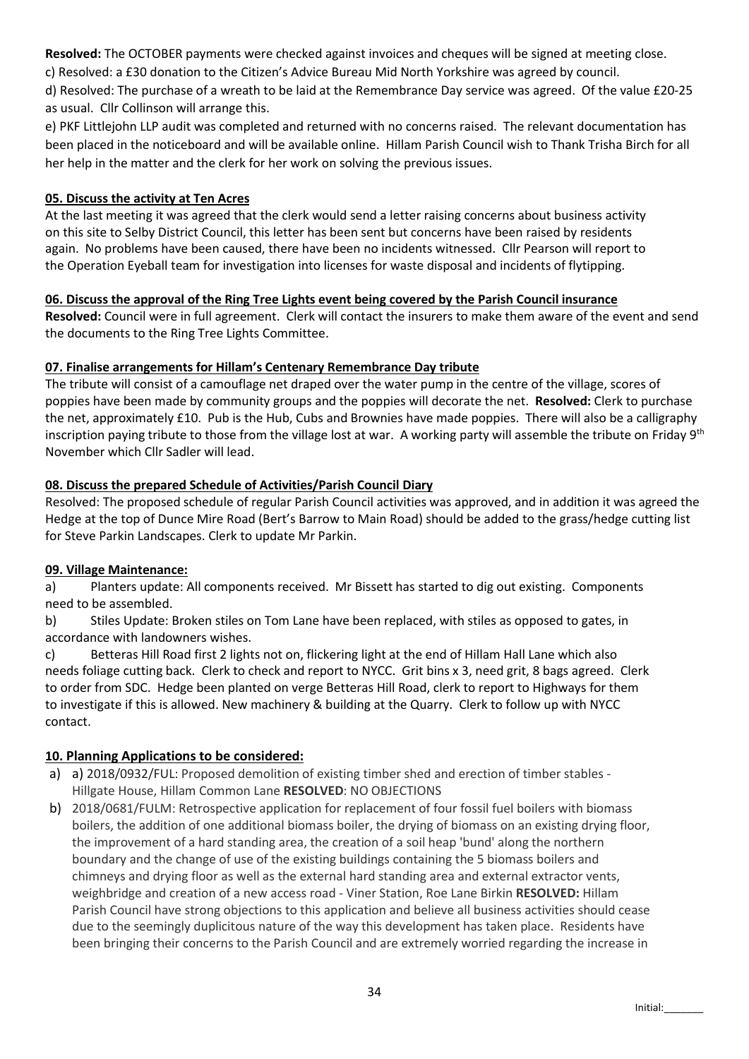**Resolved:** The OCTOBER payments were checked against invoices and cheques will be signed at meeting close.

c) Resolved: a £30 donation to the Citizen's Advice Bureau Mid North Yorkshire was agreed by council.

d) Resolved: The purchase of a wreath to be laid at the Remembrance Day service was agreed. Of the value £20-25 as usual. Cllr Collinson will arrange this.

e) PKF Littlejohn LLP audit was completed and returned with no concerns raised. The relevant documentation has been placed in the noticeboard and will be available online. Hillam Parish Council wish to Thank Trisha Birch for all her help in the matter and the clerk for her work on solving the previous issues.

**05. Discuss the activity at Ten Acres**

At the last meeting it was agreed that the clerk would send a letter raising concerns about business activity on this site to Selby District Council, this letter has been sent but concerns have been raised by residents again. No problems have been caused, there have been no incidents witnessed. Cllr Pearson will report to the Operation Eyeball team for investigation into licenses for waste disposal and incidents of flytipping.

**06. Discuss the approval of the Ring Tree Lights event being covered by the Parish Council insurance**

**Resolved:** Council were in full agreement. Clerk will contact the insurers to make them aware of the event and send the documents to the Ring Tree Lights Committee.

**07. Finalise arrangements for Hillam's Centenary Remembrance Day tribute**

The tribute will consist of a camouflage net draped over the water pump in the centre of the village, scores of poppies have been made by community groups and the poppies will decorate the net. **Resolved:** Clerk to purchase the net, approximately £10. Pub is the Hub, Cubs and Brownies have made poppies. There will also be a calligraphy inscription paying tribute to those from the village lost at war. A working party will assemble the tribute on Friday 9th November which Cllr Sadler will lead.

**08. Discuss the prepared Schedule of Activities/Parish Council Diary**

Resolved: The proposed schedule of regular Parish Council activities was approved, and in addition it was agreed the Hedge at the top of Dunce Mire Road (Bert's Barrow to Main Road) should be added to the grass/hedge cutting list for Steve Parkin Landscapes. Clerk to update Mr Parkin.

**09. Village Maintenance:**

a) Planters update: All components received. Mr Bissett has started to dig out existing. Components need to be assembled.

b) Stiles Update: Broken stiles on Tom Lane have been replaced, with stiles as opposed to gates, in accordance with landowners wishes.

c) Betteras Hill Road first 2 lights not on, flickering light at the end of Hillam Hall Lane which also needs foliage cutting back. Clerk to check and report to NYCC. Grit bins x 3, need grit, 8 bags agreed. Clerk to order from SDC. Hedge been planted on verge Betteras Hill Road, clerk to report to Highways for them to investigate if this is allowed. New machinery & building at the Quarry. Clerk to follow up with NYCC contact.

**10. Planning Applications to be considered:**

a) a) 2018/0932/FUL: Proposed demolition of existing timber shed and erection of timber stables - Hillgate House, Hillam Common Lane **RESOLVED**: NO OBJECTIONS

b) 2018/0681/FULM: Retrospective application for replacement of four fossil fuel boilers with biomass boilers, the addition of one additional biomass boiler, the drying of biomass on an existing drying floor, the improvement of a hard standing area, the creation of a soil heap 'bund' along the northern boundary and the change of use of the existing buildings containing the 5 biomass boilers and chimneys and drying floor as well as the external hard standing area and external extractor vents, weighbridge and creation of a new access road - Viner Station, Roe Lane Birkin **RESOLVED:** Hillam Parish Council have strong objections to this application and believe all business activities should cease due to the seemingly duplicitous nature of the way this development has taken place. Residents have been bringing their concerns to the Parish Council and are extremely worried regarding the increase in

Initial:_______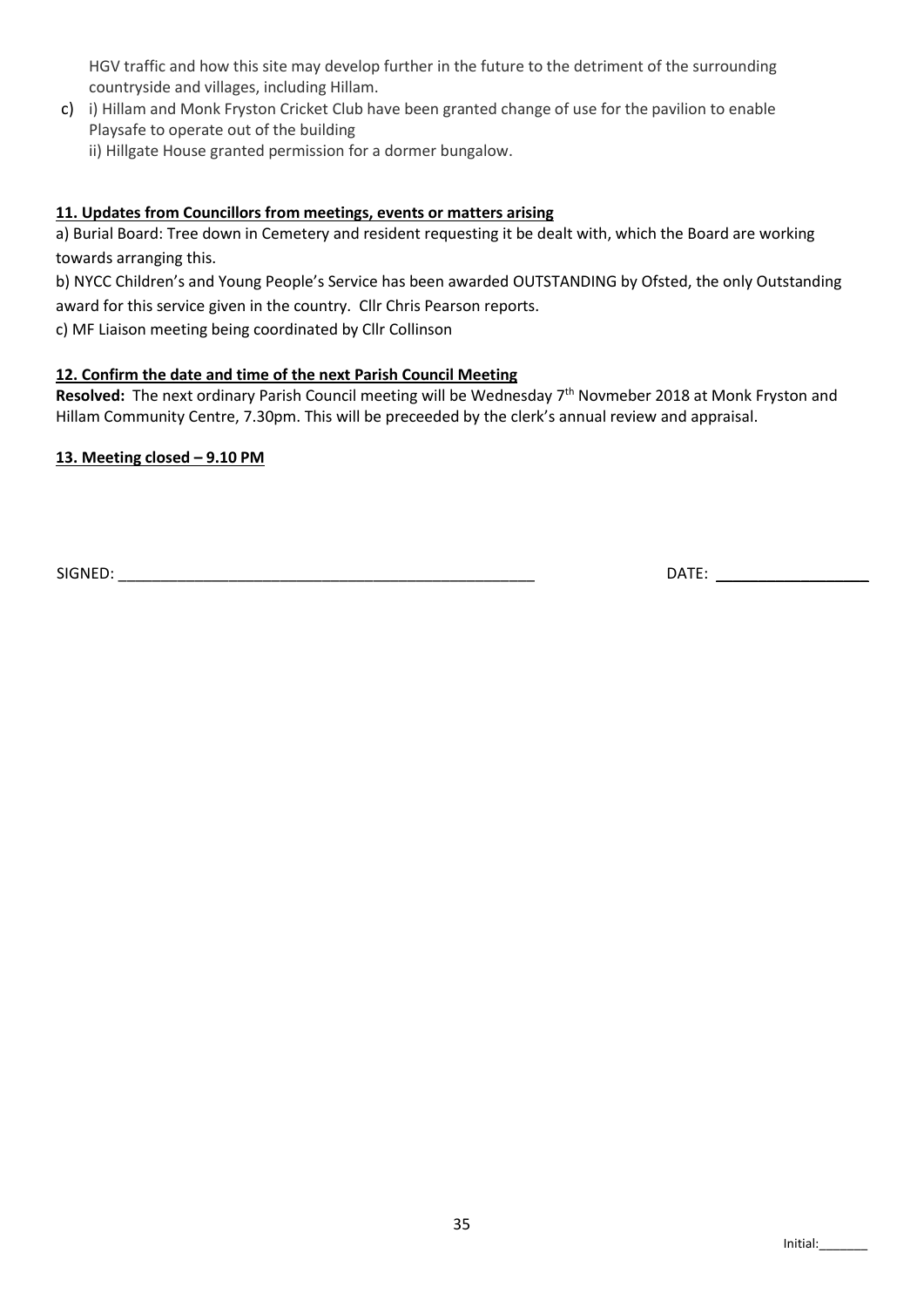HGV traffic and how this site may develop further in the future to the detriment of the surrounding countryside and villages, including Hillam.

c) i) Hillam and Monk Fryston Cricket Club have been granted change of use for the pavilion to enable Playsafe to operate out of the building
   ii) Hillgate House granted permission for a dormer bungalow.

**11. Updates from Councillors from meetings, events or matters arising**

a) Burial Board: Tree down in Cemetery and resident requesting it be dealt with, which the Board are working towards arranging this.

b) NYCC Children's and Young People's Service has been awarded OUTSTANDING by Ofsted, the only Outstanding award for this service given in the country. Cllr Chris Pearson reports.

c) MF Liaison meeting being coordinated by Cllr Collinson

**12. Confirm the date and time of the next Parish Council Meeting**

**Resolved:** The next ordinary Parish Council meeting will be Wednesday 7th Novmeber 2018 at Monk Fryston and Hillam Community Centre, 7.30pm. This will be preceeded by the clerk's annual review and appraisal.

**13. Meeting closed – 9.10 PM**

SIGNED: ___________________________________________________ DATE: __________________

Initial:_______